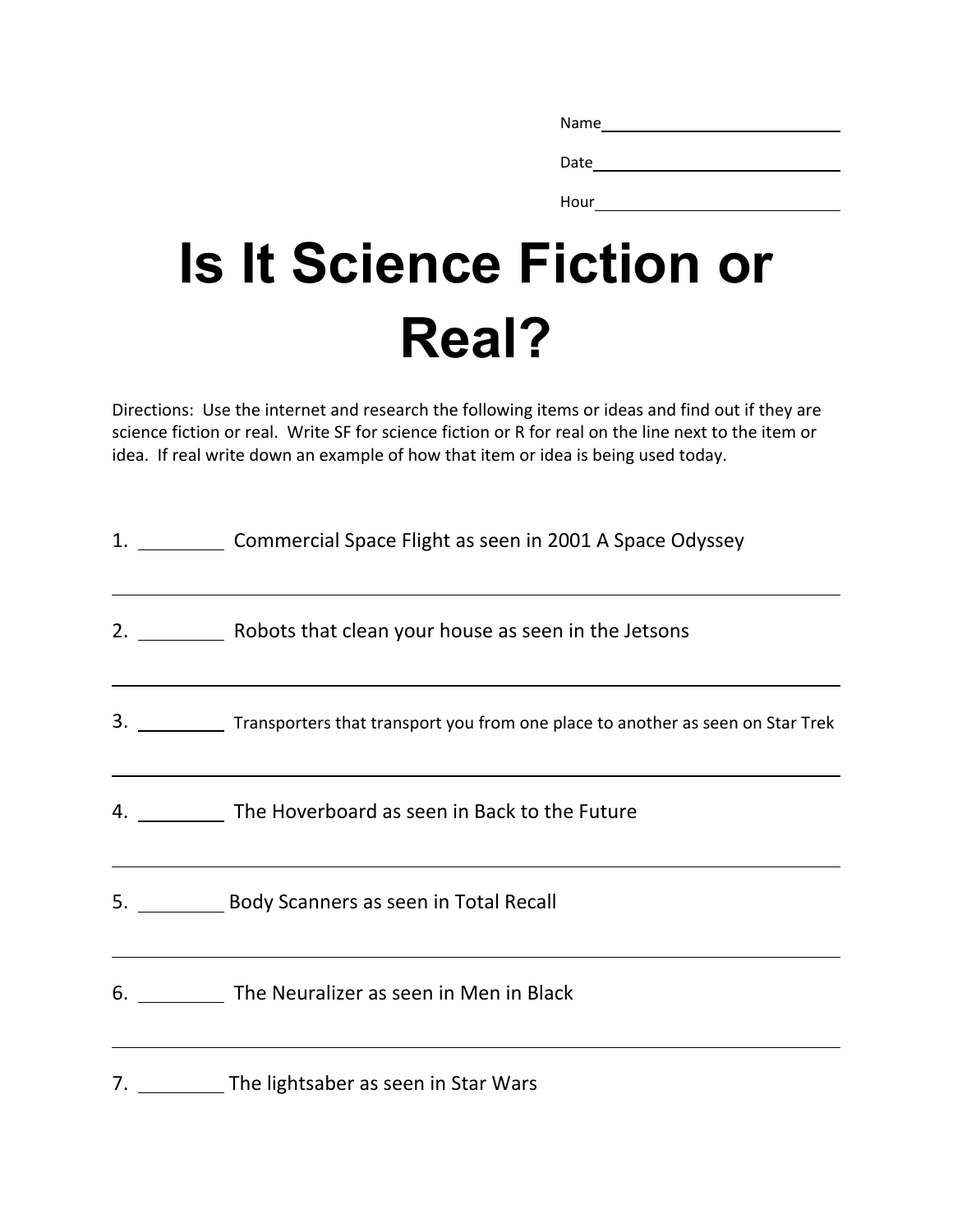Name\_\_\_\_\_\_\_\_\_\_\_\_\_\_\_\_\_\_\_\_\_\_\_\_

Date\_\_\_\_\_\_\_\_\_\_\_\_\_\_\_\_\_\_\_\_\_\_\_\_\_

Hour\_\_\_\_\_\_\_\_\_\_\_\_\_\_\_\_\_\_\_\_\_\_\_\_\_

# Is It Science Fiction or Real?

Directions: Use the internet and research the following items or ideas and find out if they are science fiction or real. Write SF for science fiction or R for real on the line next to the item or idea. If real write down an example of how that item or idea is being used today.

1. \_\_\_\_\_\_\_\_ Commercial Space Flight as seen in 2001 A Space Odyssey

\_\_\_\_\_\_\_\_\_\_\_\_\_\_\_\_\_\_\_\_\_\_\_\_\_\_\_\_\_\_\_\_\_\_\_\_\_\_\_\_\_\_\_\_\_\_\_\_\_\_\_\_\_\_\_\_\_\_\_\_\_\_\_\_

2. \_\_\_\_\_\_\_\_ Robots that clean your house as seen in the Jetsons

\_\_\_\_\_\_\_\_\_\_\_\_\_\_\_\_\_\_\_\_\_\_\_\_\_\_\_\_\_\_\_\_\_\_\_\_\_\_\_\_\_\_\_\_\_\_\_\_\_\_\_\_\_\_\_\_\_\_\_\_\_\_\_\_

3. \_\_\_\_\_\_\_\_ Transporters that transport you from one place to another as seen on Star Trek

\_\_\_\_\_\_\_\_\_\_\_\_\_\_\_\_\_\_\_\_\_\_\_\_\_\_\_\_\_\_\_\_\_\_\_\_\_\_\_\_\_\_\_\_\_\_\_\_\_\_\_\_\_\_\_\_\_\_\_\_\_\_\_\_

4. \_\_\_\_\_\_\_\_ The Hoverboard as seen in Back to the Future

\_\_\_\_\_\_\_\_\_\_\_\_\_\_\_\_\_\_\_\_\_\_\_\_\_\_\_\_\_\_\_\_\_\_\_\_\_\_\_\_\_\_\_\_\_\_\_\_\_\_\_\_\_\_\_\_\_\_\_\_\_\_\_\_

5. \_\_\_\_\_\_\_\_ Body Scanners as seen in Total Recall

\_\_\_\_\_\_\_\_\_\_\_\_\_\_\_\_\_\_\_\_\_\_\_\_\_\_\_\_\_\_\_\_\_\_\_\_\_\_\_\_\_\_\_\_\_\_\_\_\_\_\_\_\_\_\_\_\_\_\_\_\_\_\_\_

6. \_\_\_\_\_\_\_\_ The Neuralizer as seen in Men in Black

\_\_\_\_\_\_\_\_\_\_\_\_\_\_\_\_\_\_\_\_\_\_\_\_\_\_\_\_\_\_\_\_\_\_\_\_\_\_\_\_\_\_\_\_\_\_\_\_\_\_\_\_\_\_\_\_\_\_\_\_\_\_\_\_

7. \_\_\_\_\_\_\_\_ The lightsaber as seen in Star Wars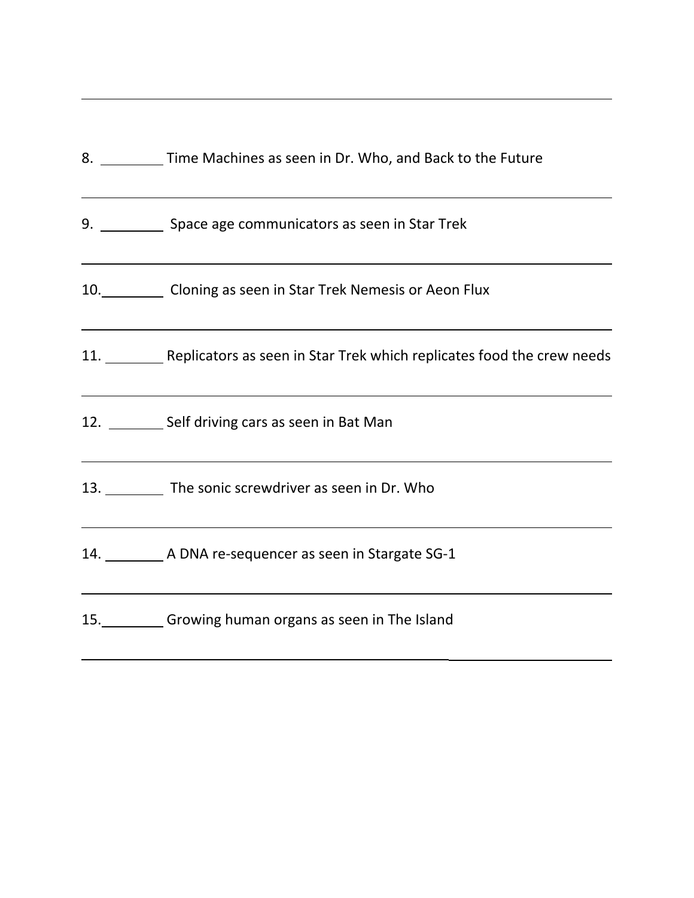8. ________ Time Machines as seen in Dr. Who, and Back to the Future

9. ________ Space age communicators as seen in Star Trek

10. ________ Cloning as seen in Star Trek Nemesis or Aeon Flux

11. ________ Replicators as seen in Star Trek which replicates food the crew needs

12. ________ Self driving cars as seen in Bat Man

13. ________ The sonic screwdriver as seen in Dr. Who

14. ________ A DNA re-sequencer as seen in Stargate SG-1

15. ________ Growing human organs as seen in The Island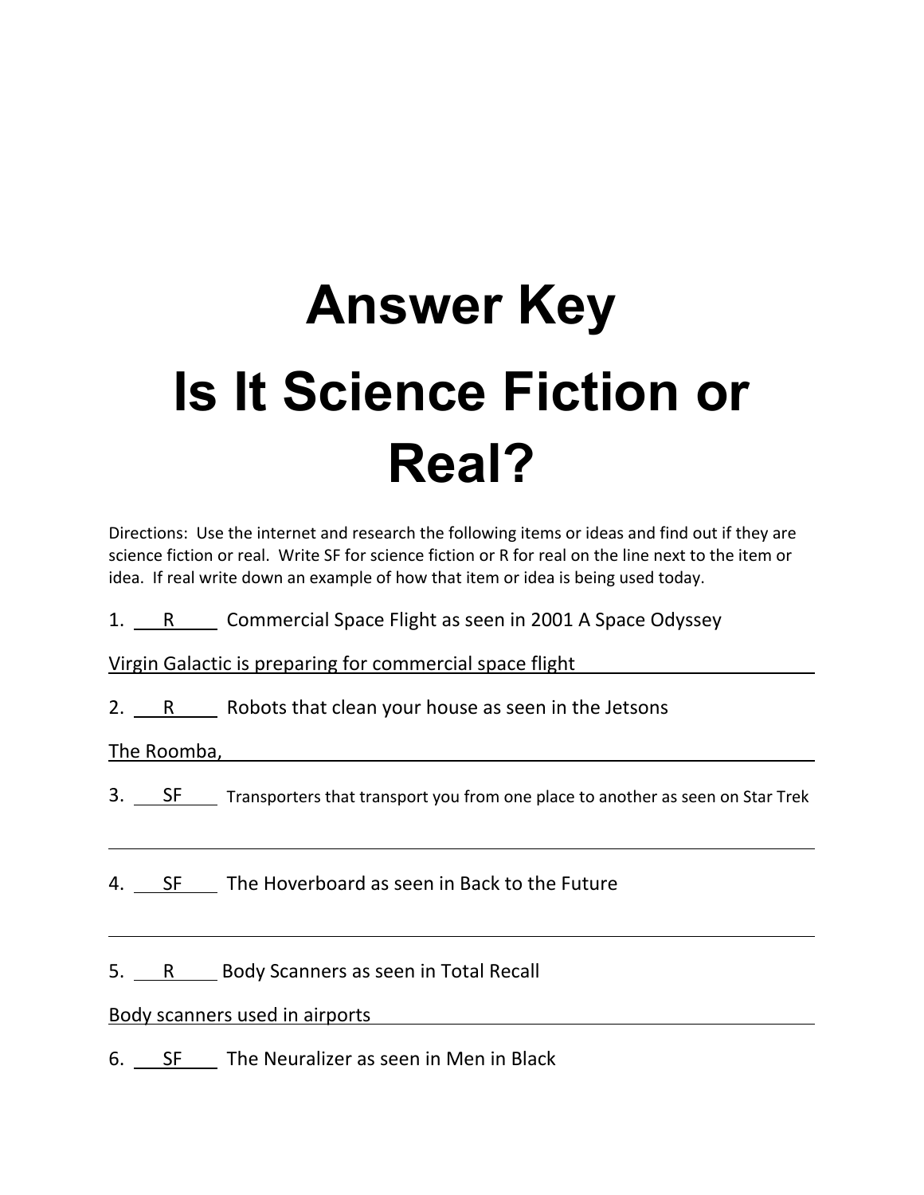# Answer Key

# Is It Science Fiction or Real?

Directions: Use the internet and research the following items or ideas and find out if they are science fiction or real. Write SF for science fiction or R for real on the line next to the item or idea. If real write down an example of how that item or idea is being used today.

1. ___R___ Commercial Space Flight as seen in 2001 A Space Odyssey

Virgin Galactic is preparing for commercial space flight

2. ___R___ Robots that clean your house as seen in the Jetsons

The Roomba,

3. ___SF___ Transporters that transport you from one place to another as seen on Star Trek

4. ___SF___ The Hoverboard as seen in Back to the Future

5. ___R___ Body Scanners as seen in Total Recall

Body scanners used in airports

6. ___SF___ The Neuralizer as seen in Men in Black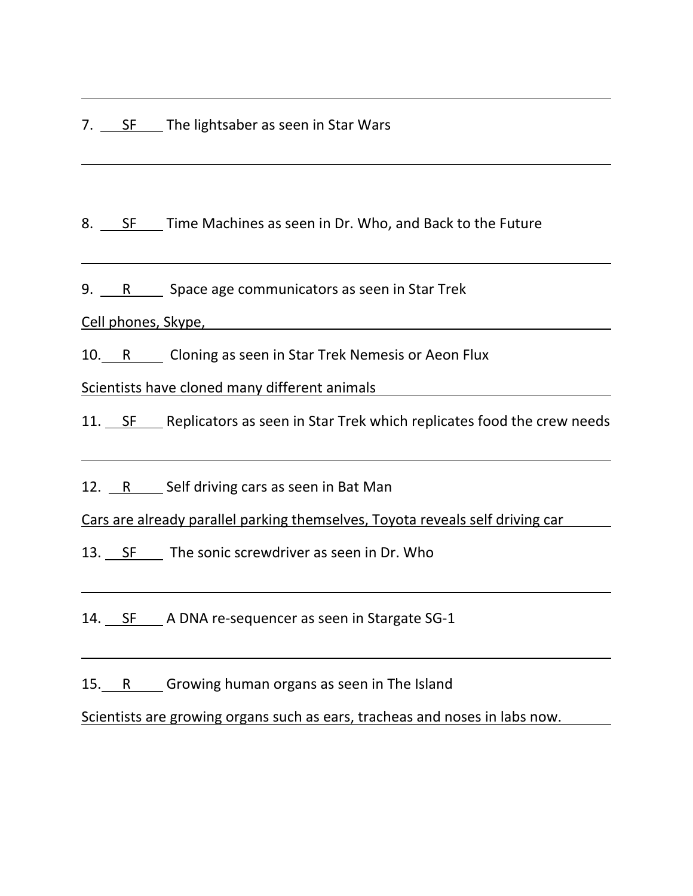7. \_\_SF\_\_ The lightsaber as seen in Star Wars

8. \_\_SF\_\_ Time Machines as seen in Dr. Who, and Back to the Future

9. \_\_R\_\_ Space age communicators as seen in Star Trek

Cell phones, Skype,

10. \_\_R\_\_ Cloning as seen in Star Trek Nemesis or Aeon Flux

Scientists have cloned many different animals

11. \_\_SF\_\_ Replicators as seen in Star Trek which replicates food the crew needs

12. \_\_R\_\_ Self driving cars as seen in Bat Man

Cars are already parallel parking themselves, Toyota reveals self driving car

13. \_\_SF\_\_ The sonic screwdriver as seen in Dr. Who

14. \_\_SF\_\_ A DNA re-sequencer as seen in Stargate SG-1

15. \_\_R\_\_ Growing human organs as seen in The Island

Scientists are growing organs such as ears, tracheas and noses in labs now.